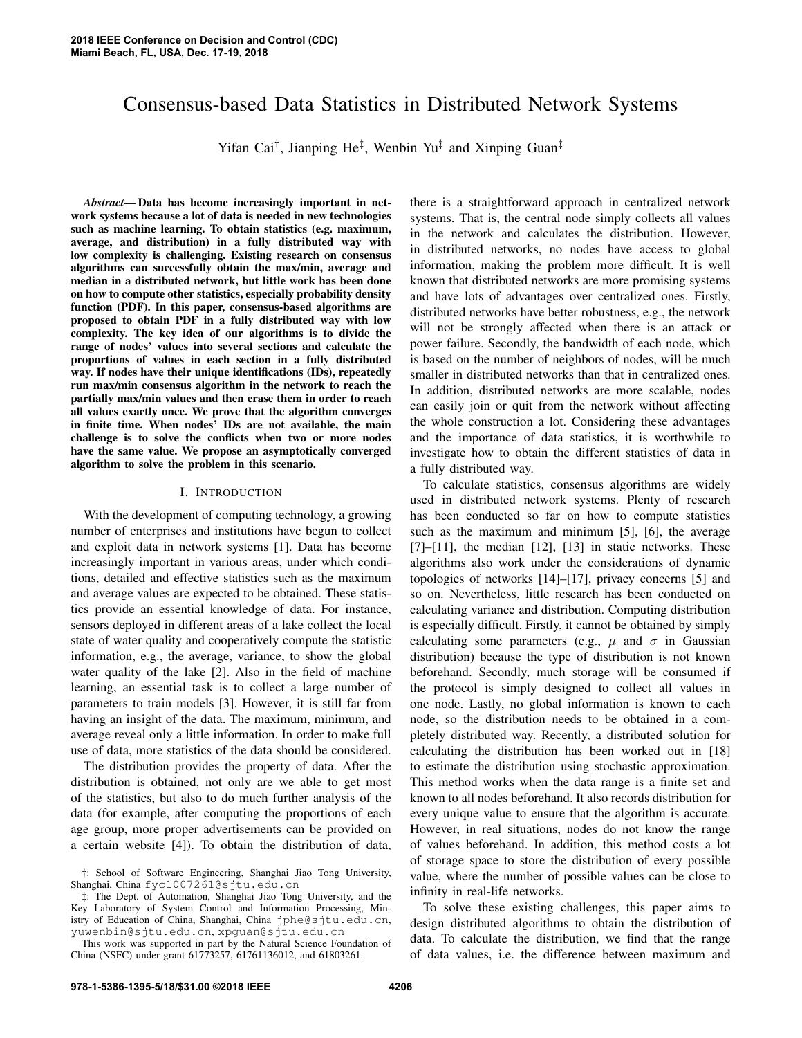# Consensus-based Data Statistics in Distributed Network Systems

Yifan Cai†, Jianping He‡, Wenbin Yu‡ and Xinping Guan‡

***Abstract*— Data has become increasingly important in network systems because a lot of data is needed in new technologies such as machine learning. To obtain statistics (e.g. maximum, average, and distribution) in a fully distributed way with low complexity is challenging. Existing research on consensus algorithms can successfully obtain the max/min, average and median in a distributed network, but little work has been done on how to compute other statistics, especially probability density function (PDF). In this paper, consensus-based algorithms are proposed to obtain PDF in a fully distributed way with low complexity. The key idea of our algorithms is to divide the range of nodes' values into several sections and calculate the proportions of values in each section in a fully distributed way. If nodes have their unique identifications (IDs), repeatedly run max/min consensus algorithm in the network to reach the partially max/min values and then erase them in order to reach all values exactly once. We prove that the algorithm converges in finite time. When nodes' IDs are not available, the main challenge is to solve the conflicts when two or more nodes have the same value. We propose an asymptotically converged algorithm to solve the problem in this scenario.**

## I. Introduction

With the development of computing technology, a growing number of enterprises and institutions have begun to collect and exploit data in network systems [1]. Data has become increasingly important in various areas, under which conditions, detailed and effective statistics such as the maximum and average values are expected to be obtained. These statistics provide an essential knowledge of data. For instance, sensors deployed in different areas of a lake collect the local state of water quality and cooperatively compute the statistic information, e.g., the average, variance, to show the global water quality of the lake [2]. Also in the field of machine learning, an essential task is to collect a large number of parameters to train models [3]. However, it is still far from having an insight of the data. The maximum, minimum, and average reveal only a little information. In order to make full use of data, more statistics of the data should be considered.

The distribution provides the property of data. After the distribution is obtained, not only are we able to get most of the statistics, but also to do much further analysis of the data (for example, after computing the proportions of each age group, more proper advertisements can be provided on a certain website [4]). To obtain the distribution of data, there is a straightforward approach in centralized network systems. That is, the central node simply collects all values in the network and calculates the distribution. However, in distributed networks, no nodes have access to global information, making the problem more difficult. It is well known that distributed networks are more promising systems and have lots of advantages over centralized ones. Firstly, distributed networks have better robustness, e.g., the network will not be strongly affected when there is an attack or power failure. Secondly, the bandwidth of each node, which is based on the number of neighbors of nodes, will be much smaller in distributed networks than that in centralized ones. In addition, distributed networks are more scalable, nodes can easily join or quit from the network without affecting the whole construction a lot. Considering these advantages and the importance of data statistics, it is worthwhile to investigate how to obtain the different statistics of data in a fully distributed way.

To calculate statistics, consensus algorithms are widely used in distributed network systems. Plenty of research has been conducted so far on how to compute statistics such as the maximum and minimum [5], [6], the average [7]–[11], the median [12], [13] in static networks. These algorithms also work under the considerations of dynamic topologies of networks [14]–[17], privacy concerns [5] and so on. Nevertheless, little research has been conducted on calculating variance and distribution. Computing distribution is especially difficult. Firstly, it cannot be obtained by simply calculating some parameters (e.g., $\mu$ and $\sigma$ in Gaussian distribution) because the type of distribution is not known beforehand. Secondly, much storage will be consumed if the protocol is simply designed to collect all values in one node. Lastly, no global information is known to each node, so the distribution needs to be obtained in a completely distributed way. Recently, a distributed solution for calculating the distribution has been worked out in [18] to estimate the distribution using stochastic approximation. This method works when the data range is a finite set and known to all nodes beforehand. It also records distribution for every unique value to ensure that the algorithm is accurate. However, in real situations, nodes do not know the range of values beforehand. In addition, this method costs a lot of storage space to store the distribution of every possible value, where the number of possible values can be close to infinity in real-life networks.

To solve these existing challenges, this paper aims to design distributed algorithms to obtain the distribution of data. To calculate the distribution, we find that the range of data values, i.e. the difference between maximum and

†: School of Software Engineering, Shanghai Jiao Tong University, Shanghai, China fyc1007261@sjtu.edu.cn

‡: The Dept. of Automation, Shanghai Jiao Tong University, and the Key Laboratory of System Control and Information Processing, Ministry of Education of China, Shanghai, China jphe@sjtu.edu.cn, yuwenbin@sjtu.edu.cn, xpguan@sjtu.edu.cn

This work was supported in part by the Natural Science Foundation of China (NSFC) under grant 61773257, 61761136012, and 61803261.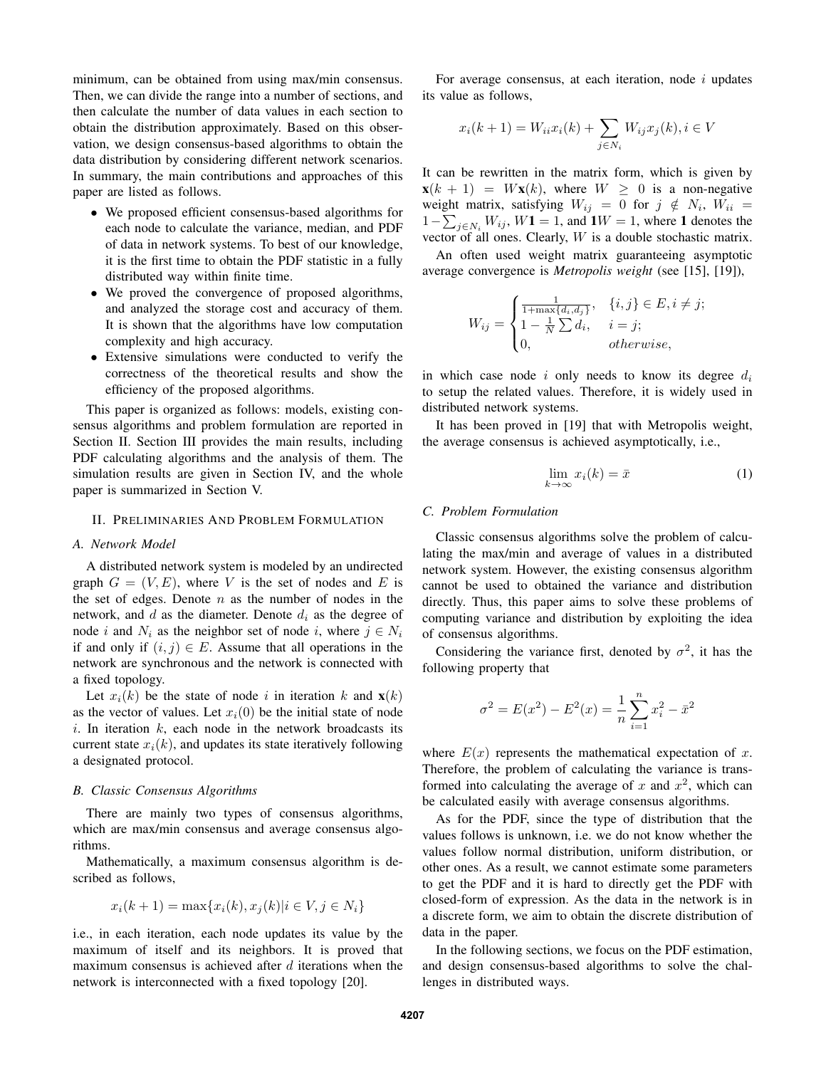minimum, can be obtained from using max/min consensus. Then, we can divide the range into a number of sections, and then calculate the number of data values in each section to obtain the distribution approximately. Based on this observation, we design consensus-based algorithms to obtain the data distribution by considering different network scenarios. In summary, the main contributions and approaches of this paper are listed as follows.

- We proposed efficient consensus-based algorithms for each node to calculate the variance, median, and PDF of data in network systems. To best of our knowledge, it is the first time to obtain the PDF statistic in a fully distributed way within finite time.
- We proved the convergence of proposed algorithms, and analyzed the storage cost and accuracy of them. It is shown that the algorithms have low computation complexity and high accuracy.
- Extensive simulations were conducted to verify the correctness of the theoretical results and show the efficiency of the proposed algorithms.

This paper is organized as follows: models, existing consensus algorithms and problem formulation are reported in Section II. Section III provides the main results, including PDF calculating algorithms and the analysis of them. The simulation results are given in Section IV, and the whole paper is summarized in Section V.

## II. Preliminaries And Problem Formulation

### A. Network Model

A distributed network system is modeled by an undirected graph $G = (V, E)$, where $V$ is the set of nodes and $E$ is the set of edges. Denote $n$ as the number of nodes in the network, and $d$ as the diameter. Denote $d_i$ as the degree of node $i$ and $N_i$ as the neighbor set of node $i$, where $j \in N_i$ if and only if $(i, j) \in E$. Assume that all operations in the network are synchronous and the network is connected with a fixed topology.

Let $x_i(k)$ be the state of node $i$ in iteration $k$ and $\mathbf{x}(k)$ as the vector of values. Let $x_i(0)$ be the initial state of node $i$. In iteration $k$, each node in the network broadcasts its current state $x_i(k)$, and updates its state iteratively following a designated protocol.

### B. Classic Consensus Algorithms

There are mainly two types of consensus algorithms, which are max/min consensus and average consensus algorithms.

Mathematically, a maximum consensus algorithm is described as follows,

$$x_i(k+1) = \max\{x_i(k), x_j(k) | i \in V, j \in N_i\}$$

i.e., in each iteration, each node updates its value by the maximum of itself and its neighbors. It is proved that maximum consensus is achieved after $d$ iterations when the network is interconnected with a fixed topology [20].

For average consensus, at each iteration, node $i$ updates its value as follows,

$$x_i(k+1) = W_{ii}x_i(k) + \sum_{j \in N_i} W_{ij}x_j(k), i \in V$$

It can be rewritten in the matrix form, which is given by $\mathbf{x}(k+1) = W\mathbf{x}(k)$, where $W \geq 0$ is a non-negative weight matrix, satisfying $W_{ij} = 0$ for $j \notin N_i$, $W_{ii} = 1 - \sum_{j \in N_i} W_{ij}$, $W\mathbf{1} = 1$, and $\mathbf{1}W = 1$, where $\mathbf{1}$ denotes the vector of all ones. Clearly, $W$ is a double stochastic matrix.

An often used weight matrix guaranteeing asymptotic average convergence is *Metropolis weight* (see [15], [19]),

$$W_{ij} = \begin{cases} \frac{1}{1+\max\{d_i, d_j\}}, & \{i, j\} \in E, i \neq j; \\ 1 - \frac{1}{N} \sum d_i, & i = j; \\ 0, & otherwise, \end{cases}$$

in which case node $i$ only needs to know its degree $d_i$ to setup the related values. Therefore, it is widely used in distributed network systems.

It has been proved in [19] that with Metropolis weight, the average consensus is achieved asymptotically, i.e.,

$$\lim_{k \to \infty} x_i(k) = \bar{x} \tag{1}$$

### C. Problem Formulation

Classic consensus algorithms solve the problem of calculating the max/min and average of values in a distributed network system. However, the existing consensus algorithm cannot be used to obtained the variance and distribution directly. Thus, this paper aims to solve these problems of computing variance and distribution by exploiting the idea of consensus algorithms.

Considering the variance first, denoted by $\sigma^2$, it has the following property that

$$\sigma^2 = E(x^2) - E^2(x) = \frac{1}{n} \sum_{i=1}^{n} x_i^2 - \bar{x}^2$$

where $E(x)$ represents the mathematical expectation of $x$. Therefore, the problem of calculating the variance is transformed into calculating the average of $x$ and $x^2$, which can be calculated easily with average consensus algorithms.

As for the PDF, since the type of distribution that the values follows is unknown, i.e. we do not know whether the values follow normal distribution, uniform distribution, or other ones. As a result, we cannot estimate some parameters to get the PDF and it is hard to directly get the PDF with closed-form of expression. As the data in the network is in a discrete form, we aim to obtain the discrete distribution of data in the paper.

In the following sections, we focus on the PDF estimation, and design consensus-based algorithms to solve the challenges in distributed ways.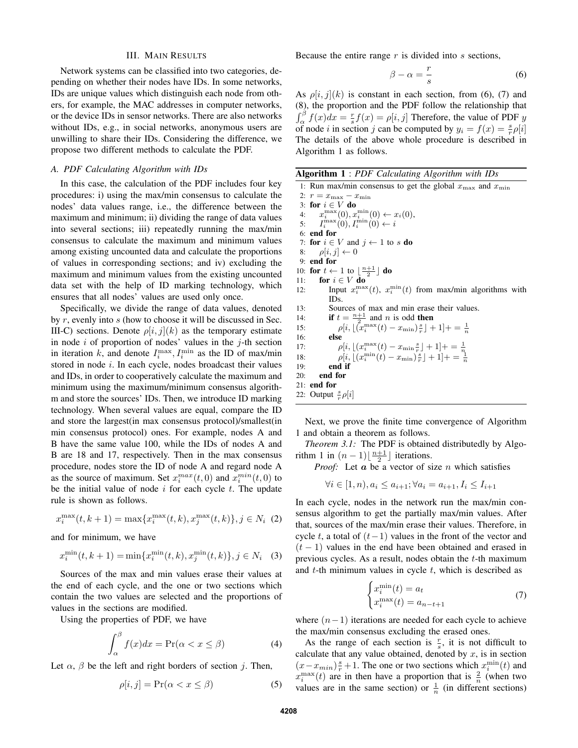## III. Main Results

Network systems can be classified into two categories, depending on whether their nodes have IDs. In some networks, IDs are unique values which distinguish each node from others, for example, the MAC addresses in computer networks, or the device IDs in sensor networks. There are also networks without IDs, e.g., in social networks, anonymous users are unwilling to share their IDs. Considering the difference, we propose two different methods to calculate the PDF.

### A. PDF Calculating Algorithm with IDs

In this case, the calculation of the PDF includes four key procedures: i) using the max/min consensus to calculate the nodes' data values range, i.e., the difference between the maximum and minimum; ii) dividing the range of data values into several sections; iii) repeatedly running the max/min consensus to calculate the maximum and minimum values among existing uncounted data and calculate the proportions of values in corresponding sections; and iv) excluding the maximum and minimum values from the existing uncounted data set with the help of ID marking technology, which ensures that all nodes' values are used only once.

Specifically, we divide the range of data values, denoted by $r$, evenly into $s$ (how to choose it will be discussed in Sec. III-C) sections. Denote $\rho[i,j](k)$ as the temporary estimate in node $i$ of proportion of nodes' values in the $j$-th section in iteration $k$, and denote $I_i^{\max}, I_i^{\min}$ as the ID of max/min stored in node $i$. In each cycle, nodes broadcast their values and IDs, in order to cooperatively calculate the maximum and minimum using the maximum/minimum consensus algorithm and store the sources' IDs. Then, we introduce ID marking technology. When several values are equal, compare the ID and store the largest(in max consensus protocol)/smallest(in min consensus protocol) ones. For example, nodes A and B have the same value 100, while the IDs of nodes A and B are 18 and 17, respectively. Then in the max consensus procedure, nodes store the ID of node A and regard node A as the source of maximum. Set $x_i^{max}(t,0)$ and $x_i^{min}(t,0)$ to be the initial value of node $i$ for each cycle $t$. The update rule is shown as follows.

$$x_i^{\max}(t,k+1) = \max\{x_i^{\max}(t,k), x_j^{\max}(t,k)\}, j \in N_i \quad (2)$$

and for minimum, we have

$$x_i^{\min}(t,k+1) = \min\{x_i^{\min}(t,k), x_j^{\min}(t,k)\}, j \in N_i \quad (3)$$

Sources of the max and min values erase their values at the end of each cycle, and the one or two sections which contain the two values are selected and the proportions of values in the sections are modified.

Using the properties of PDF, we have

$$\int_\alpha^\beta f(x)dx = \Pr(\alpha < x \leq \beta) \quad (4)$$

Let $\alpha$, $\beta$ be the left and right borders of section $j$. Then,

$$\rho[i,j] = \Pr(\alpha < x \leq \beta) \quad (5)$$

Because the entire range $r$ is divided into $s$ sections,

$$\beta - \alpha = \frac{r}{s} \quad (6)$$

As $\rho[i,j](k)$ is constant in each section, from (6), (7) and (8), the proportion and the PDF follow the relationship that $\int_\alpha^\beta f(x)dx = \frac{r}{s} f(x) = \rho[i,j]$ Therefore, the value of PDF $y$ of node $i$ in section $j$ can be computed by $y_i = f(x) = \frac{s}{r}\rho[i]$ The details of the above whole procedure is described in Algorithm 1 as follows.

**Algorithm 1** : *PDF Calculating Algorithm with IDs*

```
1: Run max/min consensus to get the global x_max and x_min
2: r = x_max − x_min
3: for i ∈ V do
4:     x_i^max(0), x_i^min(0) ← x_i(0),
5:     I_i^max(0), I_i^min(0) ← i
6: end for
7: for i ∈ V and j ← 1 to s do
8:     ρ[i, j] ← 0
9: end for
10: for t ← 1 to ⌊(n+1)/2⌋ do
11:    for i ∈ V do
12:        Input x_i^max(t), x_i^min(t) from max/min algorithms with IDs.
13:        Sources of max and min erase their values.
14:        if t = (n+1)/2 and n is odd then
15:            ρ[i, ⌊(x_i^max(t) − x_min)(s/r)⌋ + 1] += 1/n
16:        else
17:            ρ[i, ⌊(x_i^max(t) − x_min (s/r)⌋ + 1] += 1/n
18:            ρ[i, ⌊(x_i^min(t) − x_min)(s/r)⌋ + 1] += 1/n
19:        end if
20:    end for
21: end for
22: Output (s/r)ρ[i]
```

Next, we prove the finite time convergence of Algorithm 1 and obtain a theorem as follows.

*Theorem 3.1:* The PDF is obtained distributedly by Algorithm 1 in $(n-1)\lfloor\frac{n+1}{2}\rfloor$ iterations.

*Proof:* Let $\boldsymbol{a}$ be a vector of size $n$ which satisfies

$$\forall i \in [1,n), a_i \leq a_{i+1}; \forall a_i = a_{i+1}, I_i \leq I_{i+1}$$

In each cycle, nodes in the network run the max/min consensus algorithm to get the partially max/min values. After that, sources of the max/min erase their values. Therefore, in cycle $t$, a total of $(t-1)$ values in the front of the vector and $(t-1)$ values in the end have been obtained and erased in previous cycles. As a result, nodes obtain the $t$-th maximum and $t$-th minimum values in cycle $t$, which is described as

$$\begin{cases} x_i^{\min}(t) = a_t \\ x_i^{\max}(t) = a_{n-t+1} \end{cases} \quad (7)$$

where $(n-1)$ iterations are needed for each cycle to achieve the max/min consensus excluding the erased ones.

As the range of each section is $\frac{r}{s}$, it is not difficult to calculate that any value obtained, denoted by $x$, is in section $(x - x_{min})\frac{s}{r}+1$. The one or two sections which $x_i^{\min}(t)$ and $x_i^{\max}(t)$ are in then have a proportion that is $\frac{2}{n}$ (when two values are in the same section) or $\frac{1}{n}$ (in different sections)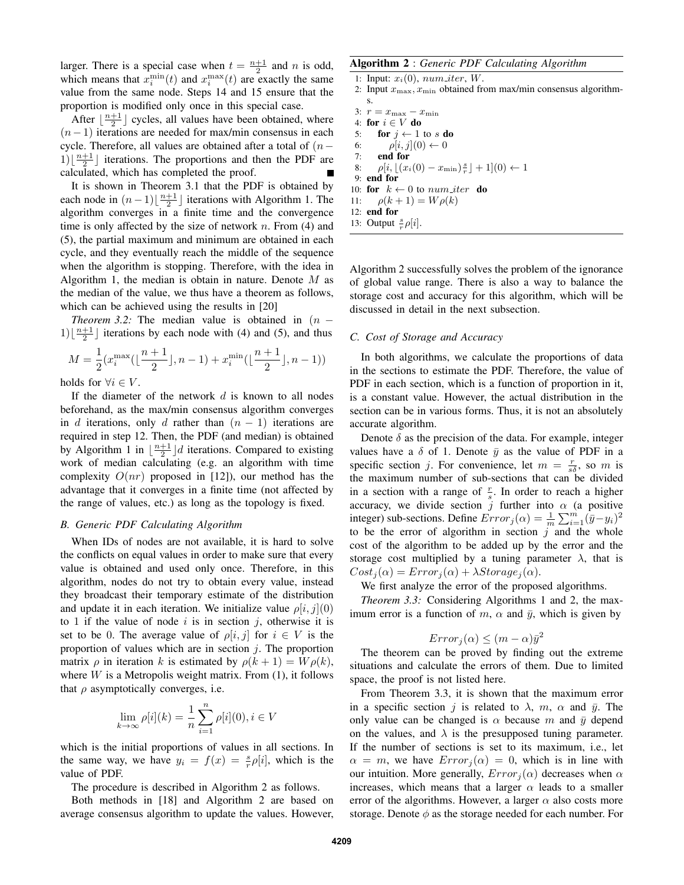larger. There is a special case when $t = \frac{n+1}{2}$ and $n$ is odd, which means that $x_i^{\min}(t)$ and $x_i^{\max}(t)$ are exactly the same value from the same node. Steps 14 and 15 ensure that the proportion is modified only once in this special case.

After $\lfloor\frac{n+1}{2}\rfloor$ cycles, all values have been obtained, where $(n-1)$ iterations are needed for max/min consensus in each cycle. Therefore, all values are obtained after a total of $(n-1)\lfloor\frac{n+1}{2}\rfloor$ iterations. The proportions and then the PDF are calculated, which has completed the proof. ■

It is shown in Theorem 3.1 that the PDF is obtained by each node in $(n-1)\lfloor\frac{n+1}{2}\rfloor$ iterations with Algorithm 1. The algorithm converges in a finite time and the convergence time is only affected by the size of network $n$. From (4) and (5), the partial maximum and minimum are obtained in each cycle, and they eventually reach the middle of the sequence when the algorithm is stopping. Therefore, with the idea in Algorithm 1, the median is obtain in nature. Denote $M$ as the median of the value, we thus have a theorem as follows, which can be achieved using the results in [20]

*Theorem 3.2:* The median value is obtained in $(n-1)\lfloor\frac{n+1}{2}\rfloor$ iterations by each node with (4) and (5), and thus

$$M = \frac{1}{2}(x_i^{\max}(\lfloor\frac{n+1}{2}\rfloor, n-1) + x_i^{\min}(\lfloor\frac{n+1}{2}\rfloor, n-1))$$

holds for $\forall i \in V$.

If the diameter of the network $d$ is known to all nodes beforehand, as the max/min consensus algorithm converges in $d$ iterations, only $d$ rather than $(n-1)$ iterations are required in step 12. Then, the PDF (and median) is obtained by Algorithm 1 in $\lfloor\frac{n+1}{2}\rfloor d$ iterations. Compared to existing work of median calculating (e.g. an algorithm with time complexity $O(nr)$ proposed in [12]), our method has the advantage that it converges in a finite time (not affected by the range of values, etc.) as long as the topology is fixed.

### B. Generic PDF Calculating Algorithm

When IDs of nodes are not available, it is hard to solve the conflicts on equal values in order to make sure that every value is obtained and used only once. Therefore, in this algorithm, nodes do not try to obtain every value, instead they broadcast their temporary estimate of the distribution and update it in each iteration. We initialize value $\rho[i,j](0)$ to 1 if the value of node $i$ is in section $j$, otherwise it is set to be 0. The average value of $\rho[i,j]$ for $i \in V$ is the proportion of values which are in section $j$. The proportion matrix $\rho$ in iteration $k$ is estimated by $\rho(k+1) = W\rho(k)$, where $W$ is a Metropolis weight matrix. From (1), it follows that $\rho$ asymptotically converges, i.e.

$$\lim_{k\to\infty} \rho[i](k) = \frac{1}{n}\sum_{i=1}^{n}\rho[i](0), i \in V$$

which is the initial proportions of values in all sections. In the same way, we have $y_i = f(x) = \frac{s}{r}\rho[i]$, which is the value of PDF.

The procedure is described in Algorithm 2 as follows.

Both methods in [18] and Algorithm 2 are based on average consensus algorithm to update the values. However,

**Algorithm 2** : *Generic PDF Calculating Algorithm*

```
1: Input: x_i(0), num_iter, W.
2: Input x_max, x_min obtained from max/min consensus algorithms.
3: r = x_max − x_min
4: for i ∈ V do
5:     for j ← 1 to s do
6:         ρ[i, j](0) ← 0
7:     end for
8:     ρ[i, ⌊(x_i(0) − x_min) s/r⌋ + 1](0) ← 1
9: end for
10: for k ← 0 to num_iter do
11:     ρ(k + 1) = Wρ(k)
12: end for
13: Output (s/r) ρ[i].
```

Algorithm 2 successfully solves the problem of the ignorance of global value range. There is also a way to balance the storage cost and accuracy for this algorithm, which will be discussed in detail in the next subsection.

### C. Cost of Storage and Accuracy

In both algorithms, we calculate the proportions of data in the sections to estimate the PDF. Therefore, the value of PDF in each section, which is a function of proportion in it, is a constant value. However, the actual distribution in the section can be in various forms. Thus, it is not an absolutely accurate algorithm.

Denote $\delta$ as the precision of the data. For example, integer values have a $\delta$ of 1. Denote $\bar{y}$ as the value of PDF in a specific section $j$. For convenience, let $m = \frac{r}{s\delta}$, so $m$ is the maximum number of sub-sections that can be divided in a section with a range of $\frac{r}{s}$. In order to reach a higher accuracy, we divide section $j$ further into $\alpha$ (a positive integer) sub-sections. Define $Error_j(\alpha) = \frac{1}{m}\sum_{i=1}^{m}(\bar{y}-y_i)^2$ to be the error of algorithm in section $j$ and the whole cost of the algorithm to be added up by the error and the storage cost multiplied by a tuning parameter $\lambda$, that is $Cost_j(\alpha) = Error_j(\alpha) + \lambda Storage_j(\alpha)$.

We first analyze the error of the proposed algorithms.

*Theorem 3.3:* Considering Algorithms 1 and 2, the maximum error is a function of $m$, $\alpha$ and $\bar{y}$, which is given by

$$Error_j(\alpha) \le (m-\alpha)\bar{y}^2$$

The theorem can be proved by finding out the extreme situations and calculate the errors of them. Due to limited space, the proof is not listed here.

From Theorem 3.3, it is shown that the maximum error in a specific section $j$ is related to $\lambda$, $m$, $\alpha$ and $\bar{y}$. The only value can be changed is $\alpha$ because $m$ and $\bar{y}$ depend on the values, and $\lambda$ is the presupposed tuning parameter. If the number of sections is set to its maximum, i.e., let $\alpha = m$, we have $Error_j(\alpha) = 0$, which is in line with our intuition. More generally, $Error_j(\alpha)$ decreases when $\alpha$ increases, which means that a larger $\alpha$ leads to a smaller error of the algorithms. However, a larger $\alpha$ also costs more storage. Denote $\phi$ as the storage needed for each number. For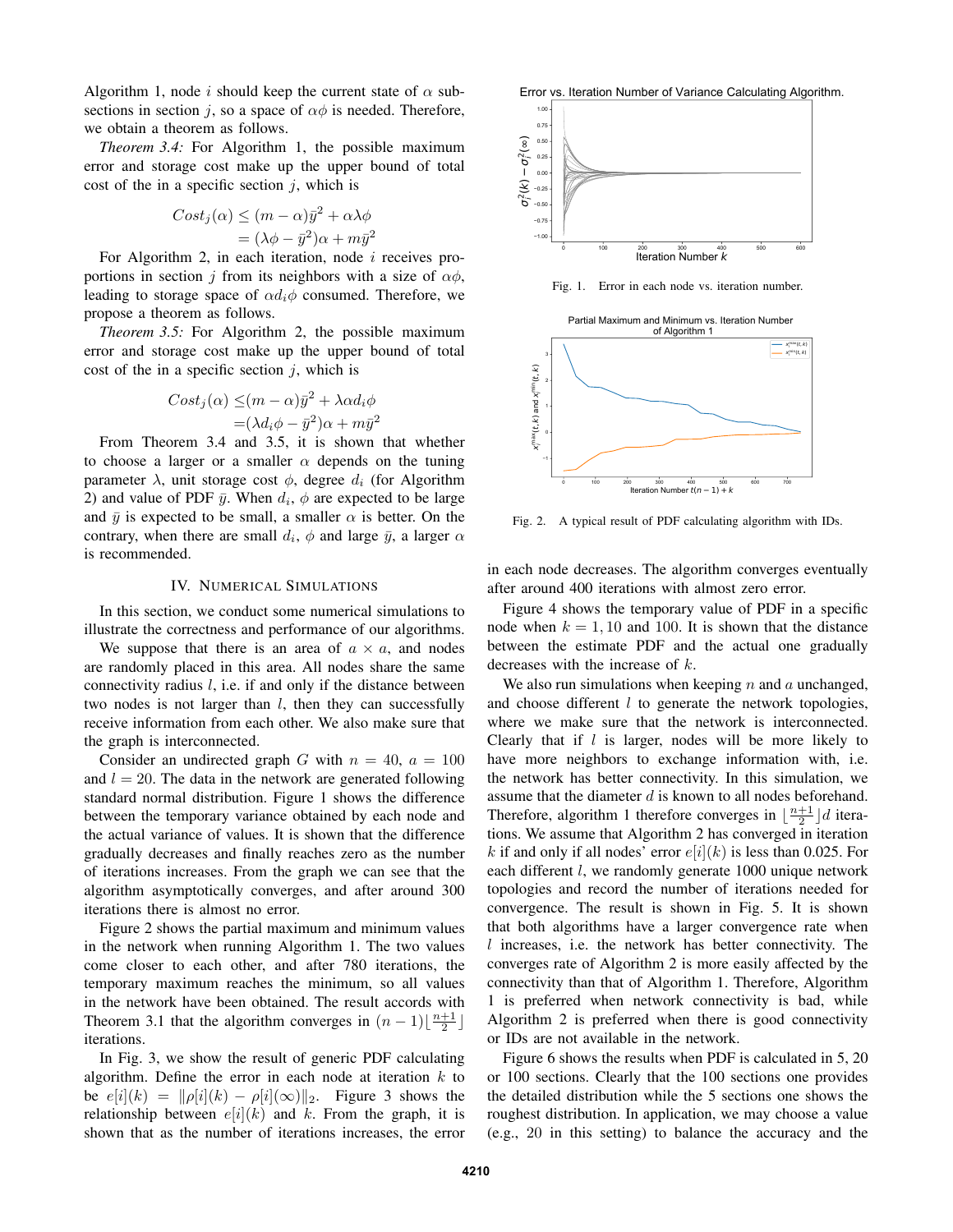Algorithm 1, node $i$ should keep the current state of $\alpha$ subsections in section $j$, so a space of $\alpha\phi$ is needed. Therefore, we obtain a theorem as follows.

*Theorem 3.4:* For Algorithm 1, the possible maximum error and storage cost make up the upper bound of total cost of the in a specific section $j$, which is

$$
\begin{aligned}
Cost_j(\alpha) &\leq (m-\alpha)\bar{y}^2 + \alpha\lambda\phi \\
&= (\lambda\phi - \bar{y}^2)\alpha + m\bar{y}^2
\end{aligned}
$$

For Algorithm 2, in each iteration, node $i$ receives proportions in section $j$ from its neighbors with a size of $\alpha\phi$, leading to storage space of $\alpha d_i \phi$ consumed. Therefore, we propose a theorem as follows.

*Theorem 3.5:* For Algorithm 2, the possible maximum error and storage cost make up the upper bound of total cost of the in a specific section $j$, which is

$$
\begin{aligned}
Cost_j(\alpha) \leq& (m-\alpha)\bar{y}^2 + \lambda\alpha d_i \phi \\
=& (\lambda d_i \phi - \bar{y}^2)\alpha + m\bar{y}^2
\end{aligned}
$$

From Theorem 3.4 and 3.5, it is shown that whether to choose a larger or a smaller $\alpha$ depends on the tuning parameter $\lambda$, unit storage cost $\phi$, degree $d_i$ (for Algorithm 2) and value of PDF $\bar{y}$. When $d_i$, $\phi$ are expected to be large and $\bar{y}$ is expected to be small, a smaller $\alpha$ is better. On the contrary, when there are small $d_i$, $\phi$ and large $\bar{y}$, a larger $\alpha$ is recommended.

## IV. Numerical Simulations

In this section, we conduct some numerical simulations to illustrate the correctness and performance of our algorithms.

We suppose that there is an area of $a \times a$, and nodes are randomly placed in this area. All nodes share the same connectivity radius $l$, i.e. if and only if the distance between two nodes is not larger than $l$, then they can successfully receive information from each other. We also make sure that the graph is interconnected.

Consider an undirected graph $G$ with $n = 40$, $a = 100$ and $l = 20$. The data in the network are generated following standard normal distribution. Figure 1 shows the difference between the temporary variance obtained by each node and the actual variance of values. It is shown that the difference gradually decreases and finally reaches zero as the number of iterations increases. From the graph we can see that the algorithm asymptotically converges, and after around 300 iterations there is almost no error.

Figure 2 shows the partial maximum and minimum values in the network when running Algorithm 1. The two values come closer to each other, and after 780 iterations, the temporary maximum reaches the minimum, so all values in the network have been obtained. The result accords with Theorem 3.1 that the algorithm converges in $(n-1)\lfloor\frac{n+1}{2}\rfloor$ iterations.

In Fig. 3, we show the result of generic PDF calculating algorithm. Define the error in each node at iteration $k$ to be $e[i](k) = \|\rho[i](k) - \rho[i](\infty)\|_2$. Figure 3 shows the relationship between $e[i](k)$ and $k$. From the graph, it is shown that as the number of iterations increases, the error

Fig. 1. Error in each node vs. iteration number.

Fig. 2. A typical result of PDF calculating algorithm with IDs.

in each node decreases. The algorithm converges eventually after around 400 iterations with almost zero error.

Figure 4 shows the temporary value of PDF in a specific node when $k = 1, 10$ and $100$. It is shown that the distance between the estimate PDF and the actual one gradually decreases with the increase of $k$.

We also run simulations when keeping $n$ and $a$ unchanged, and choose different $l$ to generate the network topologies, where we make sure that the network is interconnected. Clearly that if $l$ is larger, nodes will be more likely to have more neighbors to exchange information with, i.e. the network has better connectivity. In this simulation, we assume that the diameter $d$ is known to all nodes beforehand. Therefore, algorithm 1 therefore converges in $\lfloor\frac{n+1}{2}\rfloor d$ iterations. We assume that Algorithm 2 has converged in iteration $k$ if and only if all nodes' error $e[i](k)$ is less than 0.025. For each different $l$, we randomly generate 1000 unique network topologies and record the number of iterations needed for convergence. The result is shown in Fig. 5. It is shown that both algorithms have a larger convergence rate when $l$ increases, i.e. the network has better connectivity. The converges rate of Algorithm 2 is more easily affected by the connectivity than that of Algorithm 1. Therefore, Algorithm 1 is preferred when network connectivity is bad, while Algorithm 2 is preferred when there is good connectivity or IDs are not available in the network.

Figure 6 shows the results when PDF is calculated in 5, 20 or 100 sections. Clearly that the 100 sections one provides the detailed distribution while the 5 sections one shows the roughest distribution. In application, we may choose a value (e.g., 20 in this setting) to balance the accuracy and the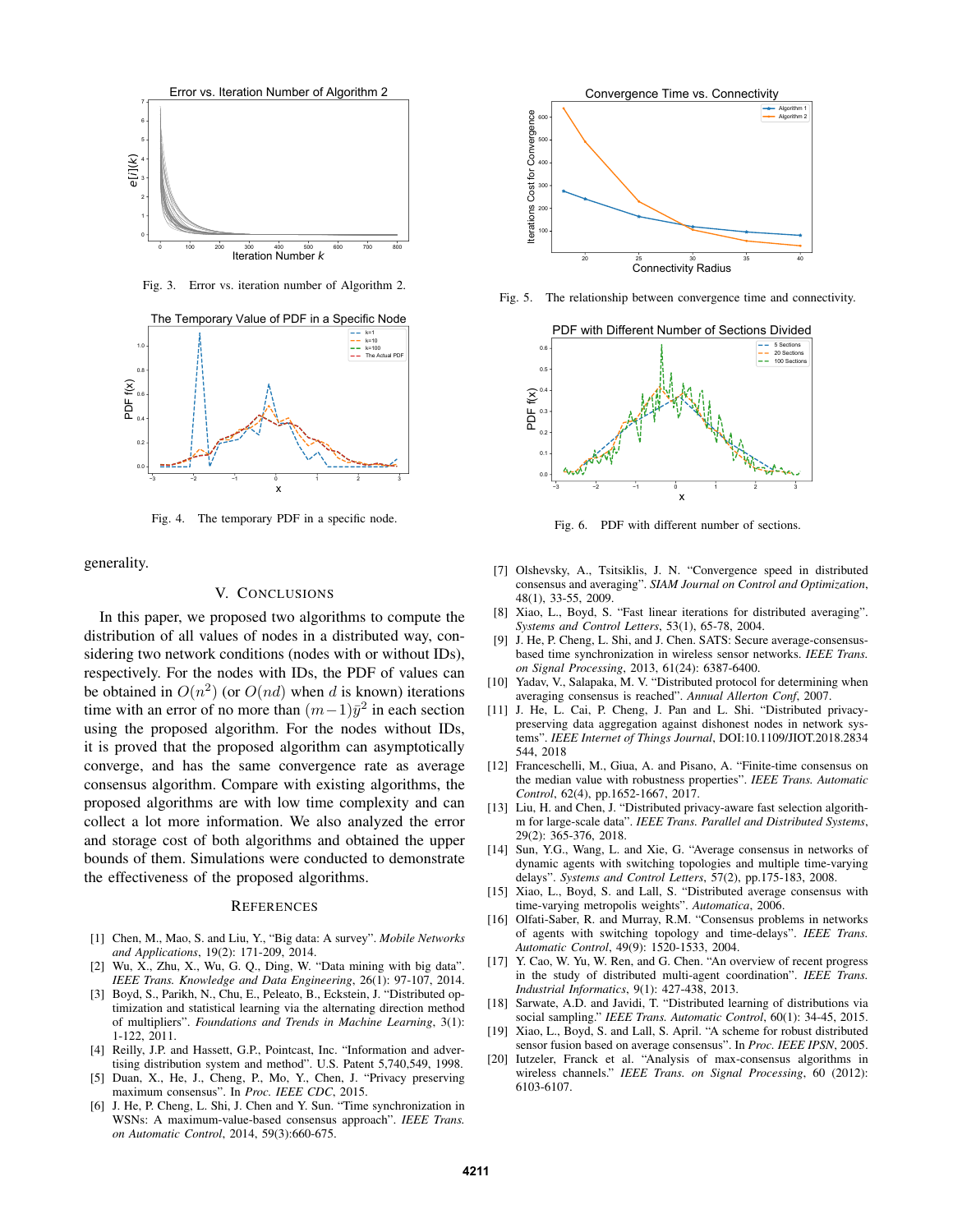Error vs. Iteration Number of Algorithm 2

$e[l](k)$

Iteration Number $k$

Fig. 3. Error vs. iteration number of Algorithm 2.

The Temporary Value of PDF in a Specific Node

k=1
k=10
k=100
The Actual PDF

PDF f(x)

x

Fig. 4. The temporary PDF in a specific node.

Convergence Time vs. Connectivity

Algorithm 1
Algorithm 2

Iterations Cost for Convergence

Connectivity Radius

Fig. 5. The relationship between convergence time and connectivity.

PDF with Different Number of Sections Divided

5 Sections
20 Sections
100 Sections

PDF f(x)

x

Fig. 6. PDF with different number of sections.

generality.

## V. Conclusions

In this paper, we proposed two algorithms to compute the distribution of all values of nodes in a distributed way, considering two network conditions (nodes with or without IDs), respectively. For the nodes with IDs, the PDF of values can be obtained in $O(n^2)$ (or $O(nd)$ when $d$ is known) iterations time with an error of no more than $(m-1)\bar{y}^2$ in each section using the proposed algorithm. For the nodes without IDs, it is proved that the proposed algorithm can asymptotically converge, and has the same convergence rate as average consensus algorithm. Compare with existing algorithms, the proposed algorithms are with low time complexity and can collect a lot more information. We also analyzed the error and storage cost of both algorithms and obtained the upper bounds of them. Simulations were conducted to demonstrate the effectiveness of the proposed algorithms.

## References

[1] Chen, M., Mao, S. and Liu, Y., "Big data: A survey". *Mobile Networks and Applications*, 19(2): 171-209, 2014.

[2] Wu, X., Zhu, X., Wu, G. Q., Ding, W. "Data mining with big data". *IEEE Trans. Knowledge and Data Engineering*, 26(1): 97-107, 2014.

[3] Boyd, S., Parikh, N., Chu, E., Peleato, B., Eckstein, J. "Distributed optimization and statistical learning via the alternating direction method of multipliers". *Foundations and Trends in Machine Learning*, 3(1): 1-122, 2011.

[4] Reilly, J.P. and Hassett, G.P., Pointcast, Inc. "Information and advertising distribution system and method". U.S. Patent 5,740,549, 1998.

[5] Duan, X., He, J., Cheng, P., Mo, Y., Chen, J. "Privacy preserving maximum consensus". In *Proc. IEEE CDC*, 2015.

[6] J. He, P. Cheng, L. Shi, J. Chen and Y. Sun. "Time synchronization in WSNs: A maximum-value-based consensus approach". *IEEE Trans. on Automatic Control*, 2014, 59(3):660-675.

[7] Olshevsky, A., Tsitsiklis, J. N. "Convergence speed in distributed consensus and averaging". *SIAM Journal on Control and Optimization*, 48(1), 33-55, 2009.

[8] Xiao, L., Boyd, S. "Fast linear iterations for distributed averaging". *Systems and Control Letters*, 53(1), 65-78, 2004.

[9] J. He, P. Cheng, L. Shi, and J. Chen. SATS: Secure average-consensus-based time synchronization in wireless sensor networks. *IEEE Trans. on Signal Processing*, 2013, 61(24): 6387-6400.

[10] Yadav, V., Salapaka, M. V. "Distributed protocol for determining when averaging consensus is reached". *Annual Allerton Conf*, 2007.

[11] J. He, L. Cai, P. Cheng, J. Pan and L. Shi. "Distributed privacy-preserving data aggregation against dishonest nodes in network systems". *IEEE Internet of Things Journal*, DOI:10.1109/JIOT.2018.2834544, 2018

[12] Franceschelli, M., Giua, A. and Pisano, A. "Finite-time consensus on the median value with robustness properties". *IEEE Trans. Automatic Control*, 62(4), pp.1652-1667, 2017.

[13] Liu, H. and Chen, J. "Distributed privacy-aware fast selection algorithm for large-scale data". *IEEE Trans. Parallel and Distributed Systems*, 29(2): 365-376, 2018.

[14] Sun, Y.G., Wang, L. and Xie, G. "Average consensus in networks of dynamic agents with switching topologies and multiple time-varying delays". *Systems and Control Letters*, 57(2), pp.175-183, 2008.

[15] Xiao, L., Boyd, S. and Lall, S. "Distributed average consensus with time-varying metropolis weights". *Automatica*, 2006.

[16] Olfati-Saber, R. and Murray, R.M. "Consensus problems in networks of agents with switching topology and time-delays". *IEEE Trans. Automatic Control*, 49(9): 1520-1533, 2004.

[17] Y. Cao, W. Yu, W. Ren, and G. Chen. "An overview of recent progress in the study of distributed multi-agent coordination". *IEEE Trans. Industrial Informatics*, 9(1): 427-438, 2013.

[18] Sarwate, A.D. and Javidi, T. "Distributed learning of distributions via social sampling." *IEEE Trans. Automatic Control*, 60(1): 34-45, 2015.

[19] Xiao, L., Boyd, S. and Lall, S. April. "A scheme for robust distributed sensor fusion based on average consensus". In *Proc. IEEE IPSN*, 2005.

[20] Iutzeler, Franck et al. "Analysis of max-consensus algorithms in wireless channels." *IEEE Trans. on Signal Processing*, 60 (2012): 6103-6107.